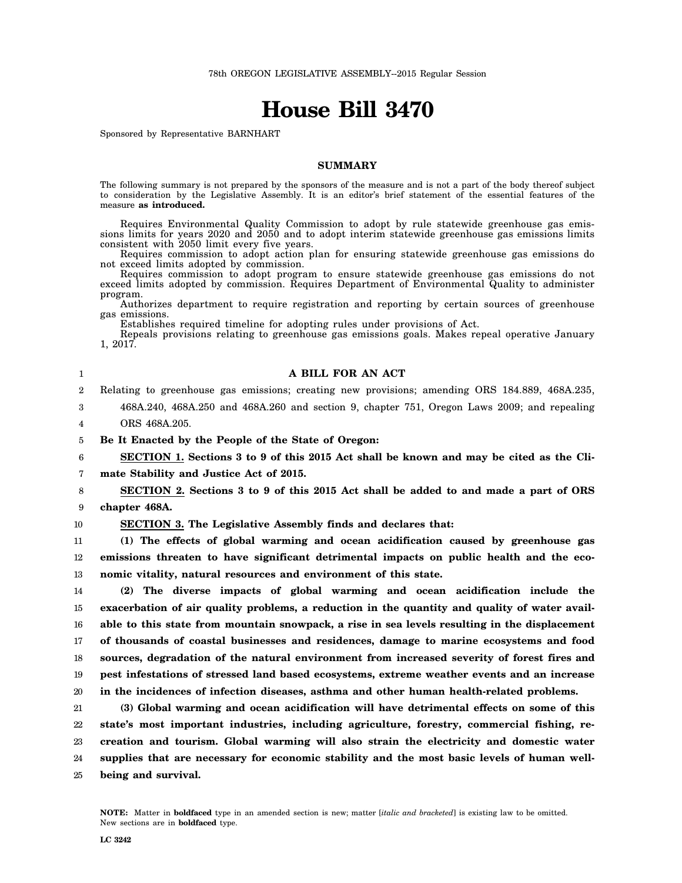78th OREGON LEGISLATIVE ASSEMBLY--2015 Regular Session

# House Bill 3470

Sponsored by Representative BARNHART

## SUMMARY

The following summary is not prepared by the sponsors of the measure and is not a part of the body thereof subject to consideration by the Legislative Assembly. It is an editor's brief statement of the essential features of the measure **as introduced.**

Requires Environmental Quality Commission to adopt by rule statewide greenhouse gas emissions limits for years 2020 and 2050 and to adopt interim statewide greenhouse gas emissions limits consistent with 2050 limit every five years.

Requires commission to adopt action plan for ensuring statewide greenhouse gas emissions do not exceed limits adopted by commission.

Requires commission to adopt program to ensure statewide greenhouse gas emissions do not exceed limits adopted by commission. Requires Department of Environmental Quality to administer program.

Authorizes department to require registration and reporting by certain sources of greenhouse gas emissions.

Establishes required timeline for adopting rules under provisions of Act.

Repeals provisions relating to greenhouse gas emissions goals. Makes repeal operative January 1, 2017.

**A BILL FOR AN ACT**

Relating to greenhouse gas emissions; creating new provisions; amending ORS 184.889, 468A.235, 468A.240, 468A.250 and 468A.260 and section 9, chapter 751, Oregon Laws 2009; and repealing ORS 468A.205.

**Be It Enacted by the People of the State of Oregon:**

**SECTION 1. Sections 3 to 9 of this 2015 Act shall be known and may be cited as the Climate Stability and Justice Act of 2015.**

**SECTION 2. Sections 3 to 9 of this 2015 Act shall be added to and made a part of ORS chapter 468A.**

**SECTION 3. The Legislative Assembly finds and declares that:**

**(1) The effects of global warming and ocean acidification caused by greenhouse gas emissions threaten to have significant detrimental impacts on public health and the economic vitality, natural resources and environment of this state.**

**(2) The diverse impacts of global warming and ocean acidification include the exacerbation of air quality problems, a reduction in the quantity and quality of water available to this state from mountain snowpack, a rise in sea levels resulting in the displacement of thousands of coastal businesses and residences, damage to marine ecosystems and food sources, degradation of the natural environment from increased severity of forest fires and pest infestations of stressed land based ecosystems, extreme weather events and an increase in the incidences of infection diseases, asthma and other human health-related problems.**

**(3) Global warming and ocean acidification will have detrimental effects on some of this state's most important industries, including agriculture, forestry, commercial fishing, recreation and tourism. Global warming will also strain the electricity and domestic water supplies that are necessary for economic stability and the most basic levels of human well-being and survival.**

**NOTE:** Matter in **boldfaced** type in an amended section is new; matter [*italic and bracketed*] is existing law to be omitted. New sections are in **boldfaced** type.

LC 3242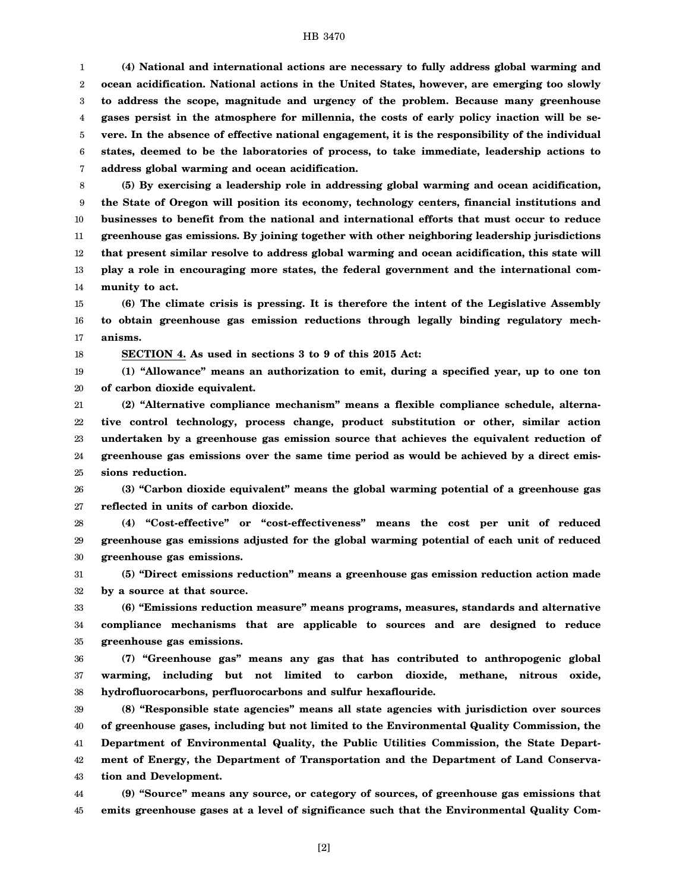**(4) National and international actions are necessary to fully address global warming and ocean acidification. National actions in the United States, however, are emerging too slowly to address the scope, magnitude and urgency of the problem. Because many greenhouse gases persist in the atmosphere for millennia, the costs of early policy inaction will be severe. In the absence of effective national engagement, it is the responsibility of the individual states, deemed to be the laboratories of process, to take immediate, leadership actions to address global warming and ocean acidification.**

**(5) By exercising a leadership role in addressing global warming and ocean acidification, the State of Oregon will position its economy, technology centers, financial institutions and businesses to benefit from the national and international efforts that must occur to reduce greenhouse gas emissions. By joining together with other neighboring leadership jurisdictions that present similar resolve to address global warming and ocean acidification, this state will play a role in encouraging more states, the federal government and the international community to act.**

**(6) The climate crisis is pressing. It is therefore the intent of the Legislative Assembly to obtain greenhouse gas emission reductions through legally binding regulatory mechanisms.**

**SECTION 4. As used in sections 3 to 9 of this 2015 Act:**

**(1) "Allowance" means an authorization to emit, during a specified year, up to one ton of carbon dioxide equivalent.**

**(2) "Alternative compliance mechanism" means a flexible compliance schedule, alternative control technology, process change, product substitution or other, similar action undertaken by a greenhouse gas emission source that achieves the equivalent reduction of greenhouse gas emissions over the same time period as would be achieved by a direct emissions reduction.**

**(3) "Carbon dioxide equivalent" means the global warming potential of a greenhouse gas reflected in units of carbon dioxide.**

**(4) "Cost-effective" or "cost-effectiveness" means the cost per unit of reduced greenhouse gas emissions adjusted for the global warming potential of each unit of reduced greenhouse gas emissions.**

**(5) "Direct emissions reduction" means a greenhouse gas emission reduction action made by a source at that source.**

**(6) "Emissions reduction measure" means programs, measures, standards and alternative compliance mechanisms that are applicable to sources and are designed to reduce greenhouse gas emissions.**

**(7) "Greenhouse gas" means any gas that has contributed to anthropogenic global warming, including but not limited to carbon dioxide, methane, nitrous oxide, hydrofluorocarbons, perfluorocarbons and sulfur hexaflouride.**

**(8) "Responsible state agencies" means all state agencies with jurisdiction over sources of greenhouse gases, including but not limited to the Environmental Quality Commission, the Department of Environmental Quality, the Public Utilities Commission, the State Department of Energy, the Department of Transportation and the Department of Land Conservation and Development.**

**(9) "Source" means any source, or category of sources, of greenhouse gas emissions that emits greenhouse gases at a level of significance such that the Environmental Quality Com-**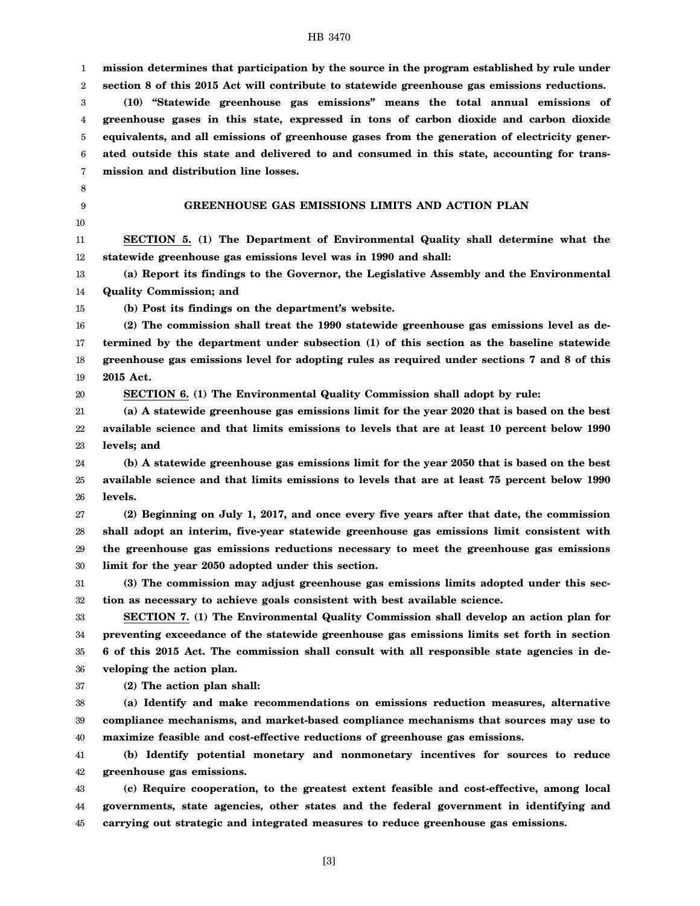**mission determines that participation by the source in the program established by rule under section 8 of this 2015 Act will contribute to statewide greenhouse gas emissions reductions.**

**(10) "Statewide greenhouse gas emissions" means the total annual emissions of greenhouse gases in this state, expressed in tons of carbon dioxide and carbon dioxide equivalents, and all emissions of greenhouse gases from the generation of electricity generated outside this state and delivered to and consumed in this state, accounting for transmission and distribution line losses.**

## GREENHOUSE GAS EMISSIONS LIMITS AND ACTION PLAN

**SECTION 5. (1) The Department of Environmental Quality shall determine what the statewide greenhouse gas emissions level was in 1990 and shall:**

**(a) Report its findings to the Governor, the Legislative Assembly and the Environmental Quality Commission; and**

**(b) Post its findings on the department's website.**

**(2) The commission shall treat the 1990 statewide greenhouse gas emissions level as determined by the department under subsection (1) of this section as the baseline statewide greenhouse gas emissions level for adopting rules as required under sections 7 and 8 of this 2015 Act.**

**SECTION 6. (1) The Environmental Quality Commission shall adopt by rule:**

**(a) A statewide greenhouse gas emissions limit for the year 2020 that is based on the best available science and that limits emissions to levels that are at least 10 percent below 1990 levels; and**

**(b) A statewide greenhouse gas emissions limit for the year 2050 that is based on the best available science and that limits emissions to levels that are at least 75 percent below 1990 levels.**

**(2) Beginning on July 1, 2017, and once every five years after that date, the commission shall adopt an interim, five-year statewide greenhouse gas emissions limit consistent with the greenhouse gas emissions reductions necessary to meet the greenhouse gas emissions limit for the year 2050 adopted under this section.**

**(3) The commission may adjust greenhouse gas emissions limits adopted under this section as necessary to achieve goals consistent with best available science.**

**SECTION 7. (1) The Environmental Quality Commission shall develop an action plan for preventing exceedance of the statewide greenhouse gas emissions limits set forth in section 6 of this 2015 Act. The commission shall consult with all responsible state agencies in developing the action plan.**

**(2) The action plan shall:**

**(a) Identify and make recommendations on emissions reduction measures, alternative compliance mechanisms, and market-based compliance mechanisms that sources may use to maximize feasible and cost-effective reductions of greenhouse gas emissions.**

**(b) Identify potential monetary and nonmonetary incentives for sources to reduce greenhouse gas emissions.**

**(c) Require cooperation, to the greatest extent feasible and cost-effective, among local governments, state agencies, other states and the federal government in identifying and carrying out strategic and integrated measures to reduce greenhouse gas emissions.**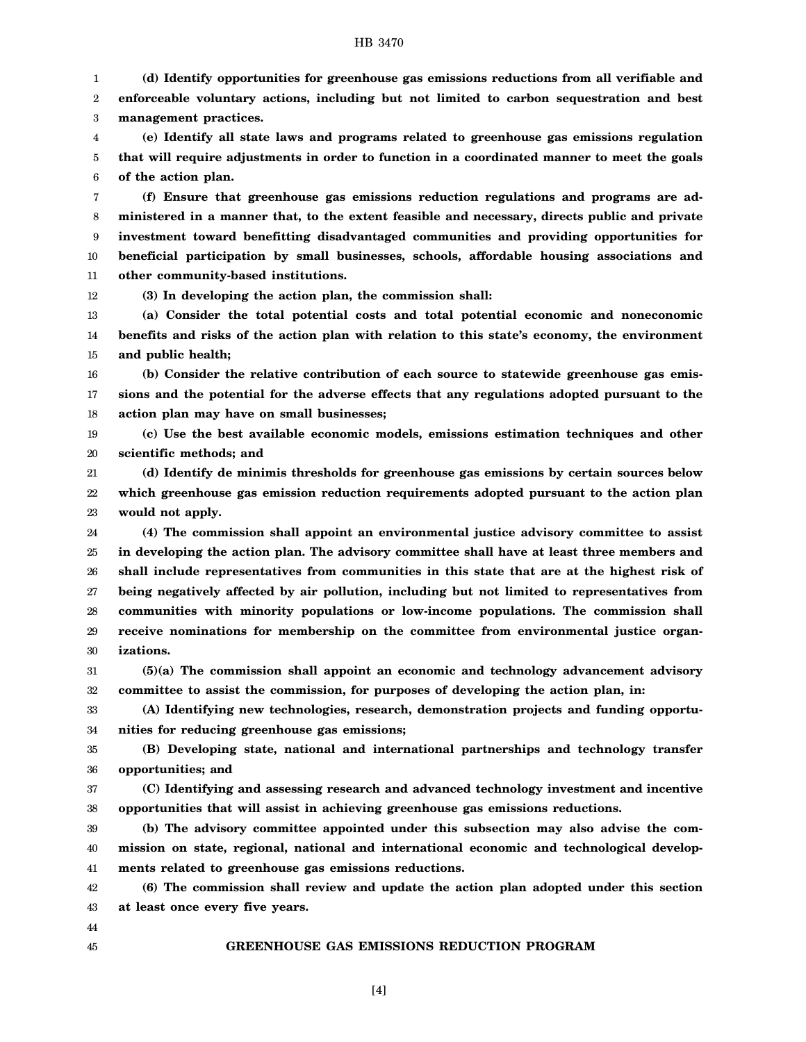**(d) Identify opportunities for greenhouse gas emissions reductions from all verifiable and enforceable voluntary actions, including but not limited to carbon sequestration and best management practices.**

**(e) Identify all state laws and programs related to greenhouse gas emissions regulation that will require adjustments in order to function in a coordinated manner to meet the goals of the action plan.**

**(f) Ensure that greenhouse gas emissions reduction regulations and programs are administered in a manner that, to the extent feasible and necessary, directs public and private investment toward benefitting disadvantaged communities and providing opportunities for beneficial participation by small businesses, schools, affordable housing associations and other community-based institutions.**

**(3) In developing the action plan, the commission shall:**

**(a) Consider the total potential costs and total potential economic and noneconomic benefits and risks of the action plan with relation to this state's economy, the environment and public health;**

**(b) Consider the relative contribution of each source to statewide greenhouse gas emissions and the potential for the adverse effects that any regulations adopted pursuant to the action plan may have on small businesses;**

**(c) Use the best available economic models, emissions estimation techniques and other scientific methods; and**

**(d) Identify de minimis thresholds for greenhouse gas emissions by certain sources below which greenhouse gas emission reduction requirements adopted pursuant to the action plan would not apply.**

**(4) The commission shall appoint an environmental justice advisory committee to assist in developing the action plan. The advisory committee shall have at least three members and shall include representatives from communities in this state that are at the highest risk of being negatively affected by air pollution, including but not limited to representatives from communities with minority populations or low-income populations. The commission shall receive nominations for membership on the committee from environmental justice organizations.**

**(5)(a) The commission shall appoint an economic and technology advancement advisory committee to assist the commission, for purposes of developing the action plan, in:**

**(A) Identifying new technologies, research, demonstration projects and funding opportunities for reducing greenhouse gas emissions;**

**(B) Developing state, national and international partnerships and technology transfer opportunities; and**

**(C) Identifying and assessing research and advanced technology investment and incentive opportunities that will assist in achieving greenhouse gas emissions reductions.**

**(b) The advisory committee appointed under this subsection may also advise the commission on state, regional, national and international economic and technological developments related to greenhouse gas emissions reductions.**

**(6) The commission shall review and update the action plan adopted under this section at least once every five years.**

## GREENHOUSE GAS EMISSIONS REDUCTION PROGRAM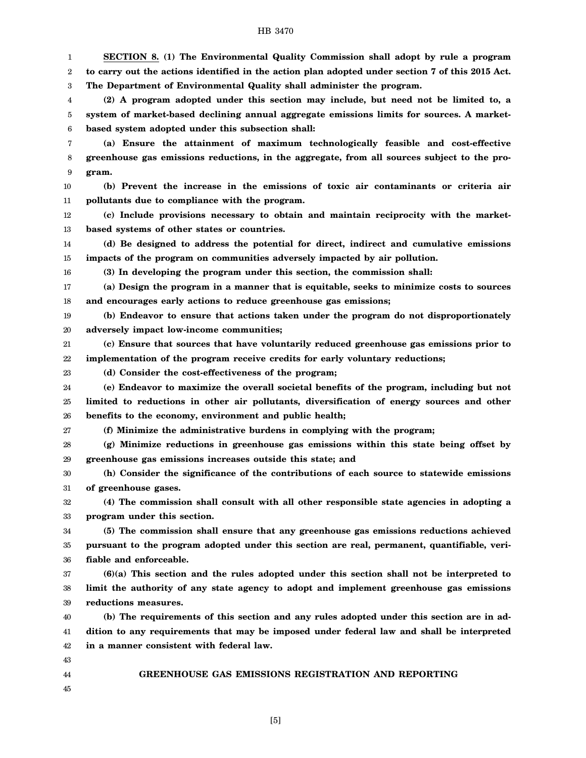**SECTION 8. (1) The Environmental Quality Commission shall adopt by rule a program to carry out the actions identified in the action plan adopted under section 7 of this 2015 Act. The Department of Environmental Quality shall administer the program.**

**(2) A program adopted under this section may include, but need not be limited to, a system of market-based declining annual aggregate emissions limits for sources. A market-based system adopted under this subsection shall:**

**(a) Ensure the attainment of maximum technologically feasible and cost-effective greenhouse gas emissions reductions, in the aggregate, from all sources subject to the program.**

**(b) Prevent the increase in the emissions of toxic air contaminants or criteria air pollutants due to compliance with the program.**

**(c) Include provisions necessary to obtain and maintain reciprocity with the market-based systems of other states or countries.**

**(d) Be designed to address the potential for direct, indirect and cumulative emissions impacts of the program on communities adversely impacted by air pollution.**

**(3) In developing the program under this section, the commission shall:**

**(a) Design the program in a manner that is equitable, seeks to minimize costs to sources and encourages early actions to reduce greenhouse gas emissions;**

**(b) Endeavor to ensure that actions taken under the program do not disproportionately adversely impact low-income communities;**

**(c) Ensure that sources that have voluntarily reduced greenhouse gas emissions prior to implementation of the program receive credits for early voluntary reductions;**

**(d) Consider the cost-effectiveness of the program;**

**(e) Endeavor to maximize the overall societal benefits of the program, including but not limited to reductions in other air pollutants, diversification of energy sources and other benefits to the economy, environment and public health;**

**(f) Minimize the administrative burdens in complying with the program;**

**(g) Minimize reductions in greenhouse gas emissions within this state being offset by greenhouse gas emissions increases outside this state; and**

**(h) Consider the significance of the contributions of each source to statewide emissions of greenhouse gases.**

**(4) The commission shall consult with all other responsible state agencies in adopting a program under this section.**

**(5) The commission shall ensure that any greenhouse gas emissions reductions achieved pursuant to the program adopted under this section are real, permanent, quantifiable, verifiable and enforceable.**

**(6)(a) This section and the rules adopted under this section shall not be interpreted to limit the authority of any state agency to adopt and implement greenhouse gas emissions reductions measures.**

**(b) The requirements of this section and any rules adopted under this section are in addition to any requirements that may be imposed under federal law and shall be interpreted in a manner consistent with federal law.**

## GREENHOUSE GAS EMISSIONS REGISTRATION AND REPORTING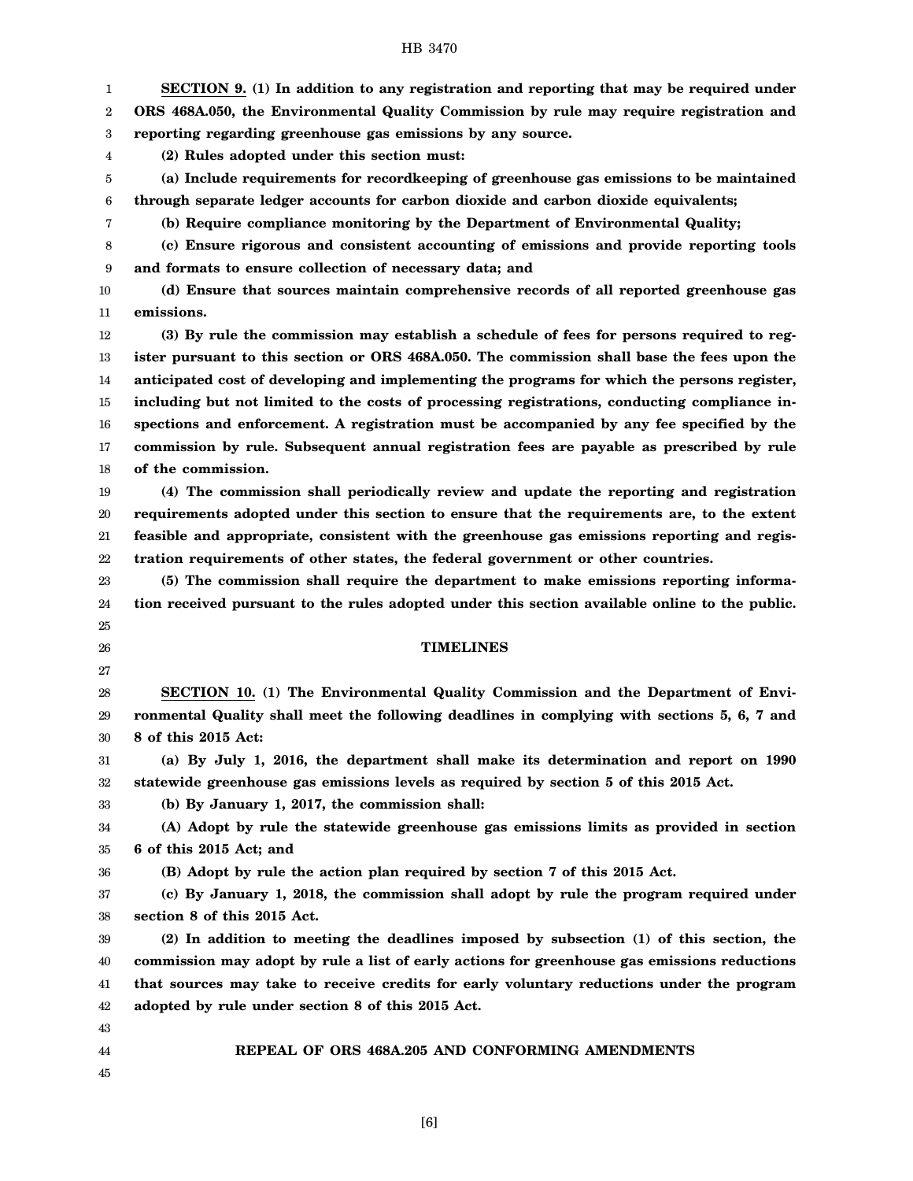**SECTION 9. (1) In addition to any registration and reporting that may be required under ORS 468A.050, the Environmental Quality Commission by rule may require registration and reporting regarding greenhouse gas emissions by any source.**

**(2) Rules adopted under this section must:**

**(a) Include requirements for recordkeeping of greenhouse gas emissions to be maintained through separate ledger accounts for carbon dioxide and carbon dioxide equivalents;**

**(b) Require compliance monitoring by the Department of Environmental Quality;**

**(c) Ensure rigorous and consistent accounting of emissions and provide reporting tools and formats to ensure collection of necessary data; and**

**(d) Ensure that sources maintain comprehensive records of all reported greenhouse gas emissions.**

**(3) By rule the commission may establish a schedule of fees for persons required to register pursuant to this section or ORS 468A.050. The commission shall base the fees upon the anticipated cost of developing and implementing the programs for which the persons register, including but not limited to the costs of processing registrations, conducting compliance inspections and enforcement. A registration must be accompanied by any fee specified by the commission by rule. Subsequent annual registration fees are payable as prescribed by rule of the commission.**

**(4) The commission shall periodically review and update the reporting and registration requirements adopted under this section to ensure that the requirements are, to the extent feasible and appropriate, consistent with the greenhouse gas emissions reporting and registration requirements of other states, the federal government or other countries.**

**(5) The commission shall require the department to make emissions reporting information received pursuant to the rules adopted under this section available online to the public.**

## TIMELINES

**SECTION 10. (1) The Environmental Quality Commission and the Department of Environmental Quality shall meet the following deadlines in complying with sections 5, 6, 7 and 8 of this 2015 Act:**

**(a) By July 1, 2016, the department shall make its determination and report on 1990 statewide greenhouse gas emissions levels as required by section 5 of this 2015 Act.**

**(b) By January 1, 2017, the commission shall:**

**(A) Adopt by rule the statewide greenhouse gas emissions limits as provided in section 6 of this 2015 Act; and**

**(B) Adopt by rule the action plan required by section 7 of this 2015 Act.**

**(c) By January 1, 2018, the commission shall adopt by rule the program required under section 8 of this 2015 Act.**

**(2) In addition to meeting the deadlines imposed by subsection (1) of this section, the commission may adopt by rule a list of early actions for greenhouse gas emissions reductions that sources may take to receive credits for early voluntary reductions under the program adopted by rule under section 8 of this 2015 Act.**

## REPEAL OF ORS 468A.205 AND CONFORMING AMENDMENTS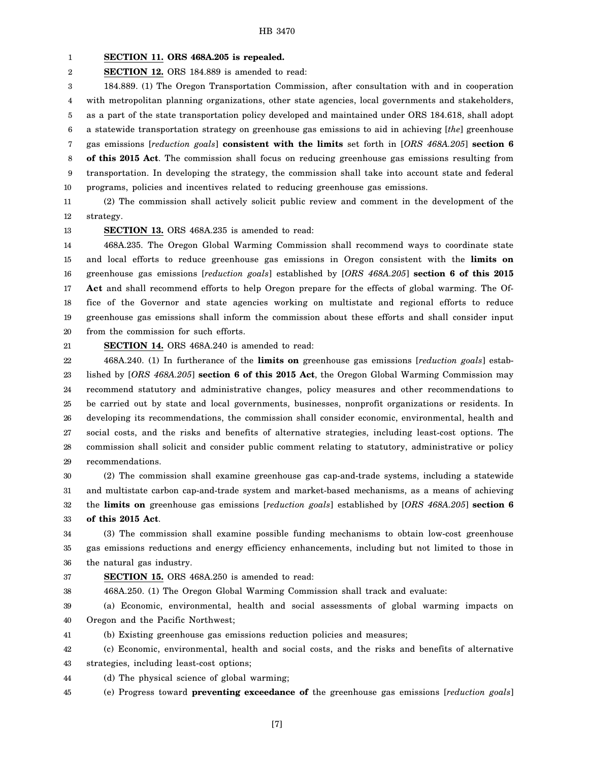**SECTION 11. ORS 468A.205 is repealed.**

**SECTION 12.** ORS 184.889 is amended to read:

184.889. (1) The Oregon Transportation Commission, after consultation with and in cooperation with metropolitan planning organizations, other state agencies, local governments and stakeholders, as a part of the state transportation policy developed and maintained under ORS 184.618, shall adopt a statewide transportation strategy on greenhouse gas emissions to aid in achieving [*the*] greenhouse gas emissions [*reduction goals*] **consistent with the limits** set forth in [*ORS 468A.205*] **section 6 of this 2015 Act**. The commission shall focus on reducing greenhouse gas emissions resulting from transportation. In developing the strategy, the commission shall take into account state and federal programs, policies and incentives related to reducing greenhouse gas emissions.

(2) The commission shall actively solicit public review and comment in the development of the strategy.

**SECTION 13.** ORS 468A.235 is amended to read:

468A.235. The Oregon Global Warming Commission shall recommend ways to coordinate state and local efforts to reduce greenhouse gas emissions in Oregon consistent with the **limits on** greenhouse gas emissions [*reduction goals*] established by [*ORS 468A.205*] **section 6 of this 2015 Act** and shall recommend efforts to help Oregon prepare for the effects of global warming. The Office of the Governor and state agencies working on multistate and regional efforts to reduce greenhouse gas emissions shall inform the commission about these efforts and shall consider input from the commission for such efforts.

**SECTION 14.** ORS 468A.240 is amended to read:

468A.240. (1) In furtherance of the **limits on** greenhouse gas emissions [*reduction goals*] established by [*ORS 468A.205*] **section 6 of this 2015 Act**, the Oregon Global Warming Commission may recommend statutory and administrative changes, policy measures and other recommendations to be carried out by state and local governments, businesses, nonprofit organizations or residents. In developing its recommendations, the commission shall consider economic, environmental, health and social costs, and the risks and benefits of alternative strategies, including least-cost options. The commission shall solicit and consider public comment relating to statutory, administrative or policy recommendations.

(2) The commission shall examine greenhouse gas cap-and-trade systems, including a statewide and multistate carbon cap-and-trade system and market-based mechanisms, as a means of achieving the **limits on** greenhouse gas emissions [*reduction goals*] established by [*ORS 468A.205*] **section 6 of this 2015 Act**.

(3) The commission shall examine possible funding mechanisms to obtain low-cost greenhouse gas emissions reductions and energy efficiency enhancements, including but not limited to those in the natural gas industry.

**SECTION 15.** ORS 468A.250 is amended to read:

468A.250. (1) The Oregon Global Warming Commission shall track and evaluate:

(a) Economic, environmental, health and social assessments of global warming impacts on Oregon and the Pacific Northwest;

(b) Existing greenhouse gas emissions reduction policies and measures;

(c) Economic, environmental, health and social costs, and the risks and benefits of alternative strategies, including least-cost options;

(d) The physical science of global warming;

(e) Progress toward **preventing exceedance of** the greenhouse gas emissions [*reduction goals*]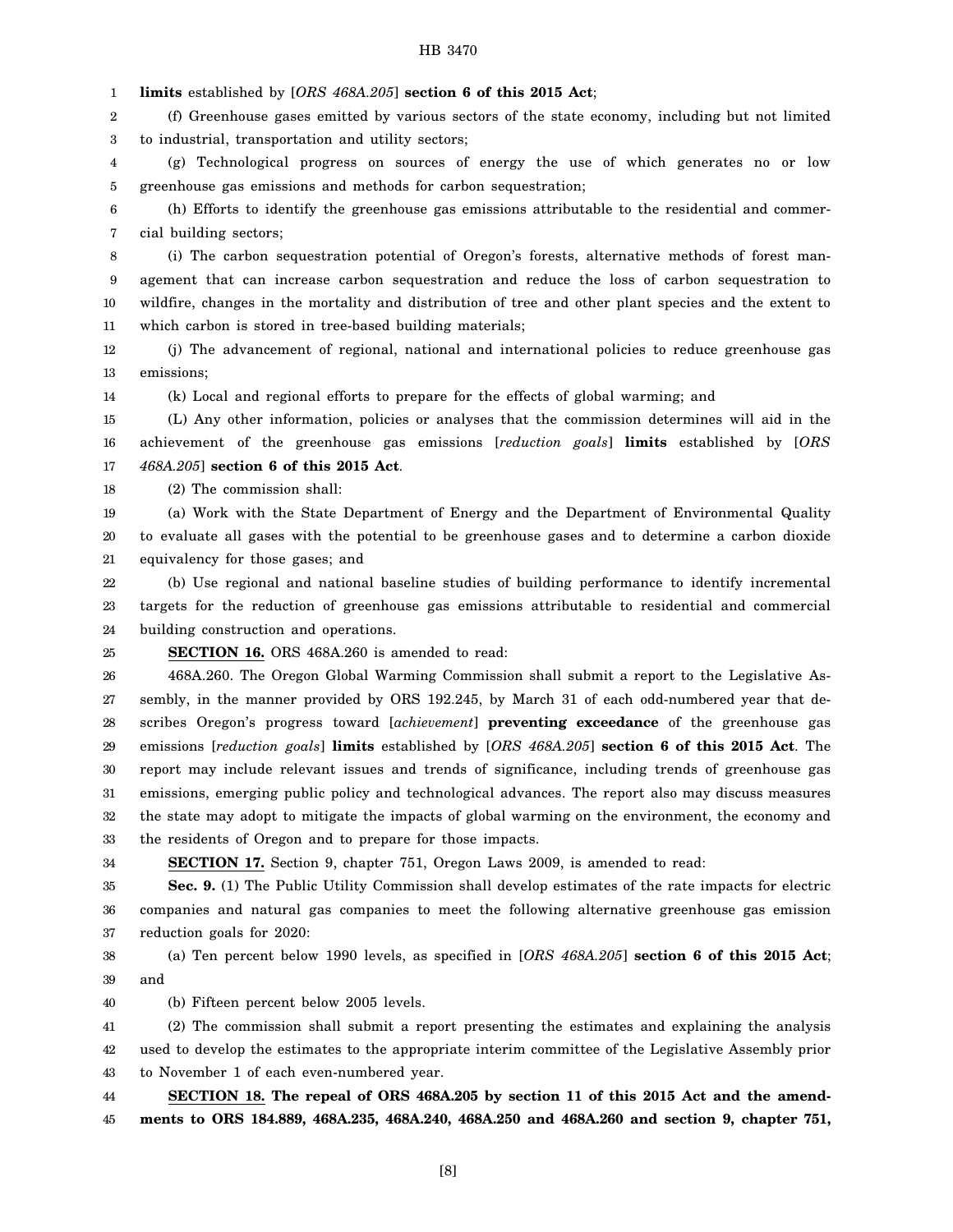**limits** established by [*ORS 468A.205*] **section 6 of this 2015 Act**;

(f) Greenhouse gases emitted by various sectors of the state economy, including but not limited to industrial, transportation and utility sectors;

(g) Technological progress on sources of energy the use of which generates no or low greenhouse gas emissions and methods for carbon sequestration;

(h) Efforts to identify the greenhouse gas emissions attributable to the residential and commercial building sectors;

(i) The carbon sequestration potential of Oregon's forests, alternative methods of forest management that can increase carbon sequestration and reduce the loss of carbon sequestration to wildfire, changes in the mortality and distribution of tree and other plant species and the extent to which carbon is stored in tree-based building materials;

(j) The advancement of regional, national and international policies to reduce greenhouse gas emissions;

(k) Local and regional efforts to prepare for the effects of global warming; and

(L) Any other information, policies or analyses that the commission determines will aid in the achievement of the greenhouse gas emissions [*reduction goals*] **limits** established by [*ORS 468A.205*] **section 6 of this 2015 Act**.

(2) The commission shall:

(a) Work with the State Department of Energy and the Department of Environmental Quality to evaluate all gases with the potential to be greenhouse gases and to determine a carbon dioxide equivalency for those gases; and

(b) Use regional and national baseline studies of building performance to identify incremental targets for the reduction of greenhouse gas emissions attributable to residential and commercial building construction and operations.

**SECTION 16.** ORS 468A.260 is amended to read:

468A.260. The Oregon Global Warming Commission shall submit a report to the Legislative Assembly, in the manner provided by ORS 192.245, by March 31 of each odd-numbered year that describes Oregon's progress toward [*achievement*] **preventing exceedance** of the greenhouse gas emissions [*reduction goals*] **limits** established by [*ORS 468A.205*] **section 6 of this 2015 Act**. The report may include relevant issues and trends of significance, including trends of greenhouse gas emissions, emerging public policy and technological advances. The report also may discuss measures the state may adopt to mitigate the impacts of global warming on the environment, the economy and the residents of Oregon and to prepare for those impacts.

**SECTION 17.** Section 9, chapter 751, Oregon Laws 2009, is amended to read:

**Sec. 9.** (1) The Public Utility Commission shall develop estimates of the rate impacts for electric companies and natural gas companies to meet the following alternative greenhouse gas emission reduction goals for 2020:

(a) Ten percent below 1990 levels, as specified in [*ORS 468A.205*] **section 6 of this 2015 Act**; and

(b) Fifteen percent below 2005 levels.

(2) The commission shall submit a report presenting the estimates and explaining the analysis used to develop the estimates to the appropriate interim committee of the Legislative Assembly prior to November 1 of each even-numbered year.

**SECTION 18. The repeal of ORS 468A.205 by section 11 of this 2015 Act and the amendments to ORS 184.889, 468A.235, 468A.240, 468A.250 and 468A.260 and section 9, chapter 751,**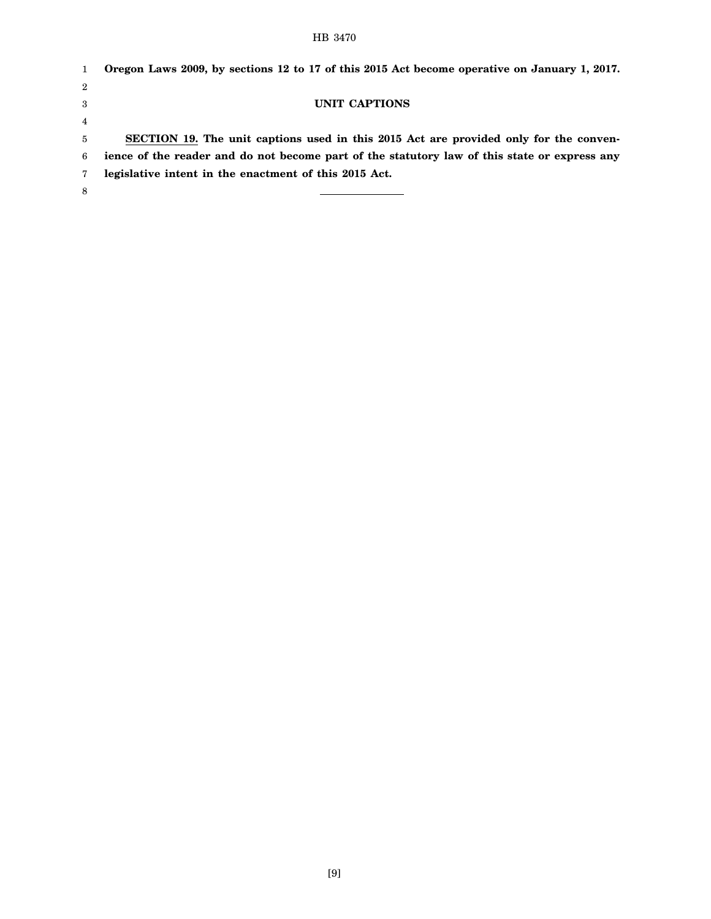**Oregon Laws 2009, by sections 12 to 17 of this 2015 Act become operative on January 1, 2017.**

## UNIT CAPTIONS

**SECTION 19. The unit captions used in this 2015 Act are provided only for the convenience of the reader and do not become part of the statutory law of this state or express any legislative intent in the enactment of this 2015 Act.**